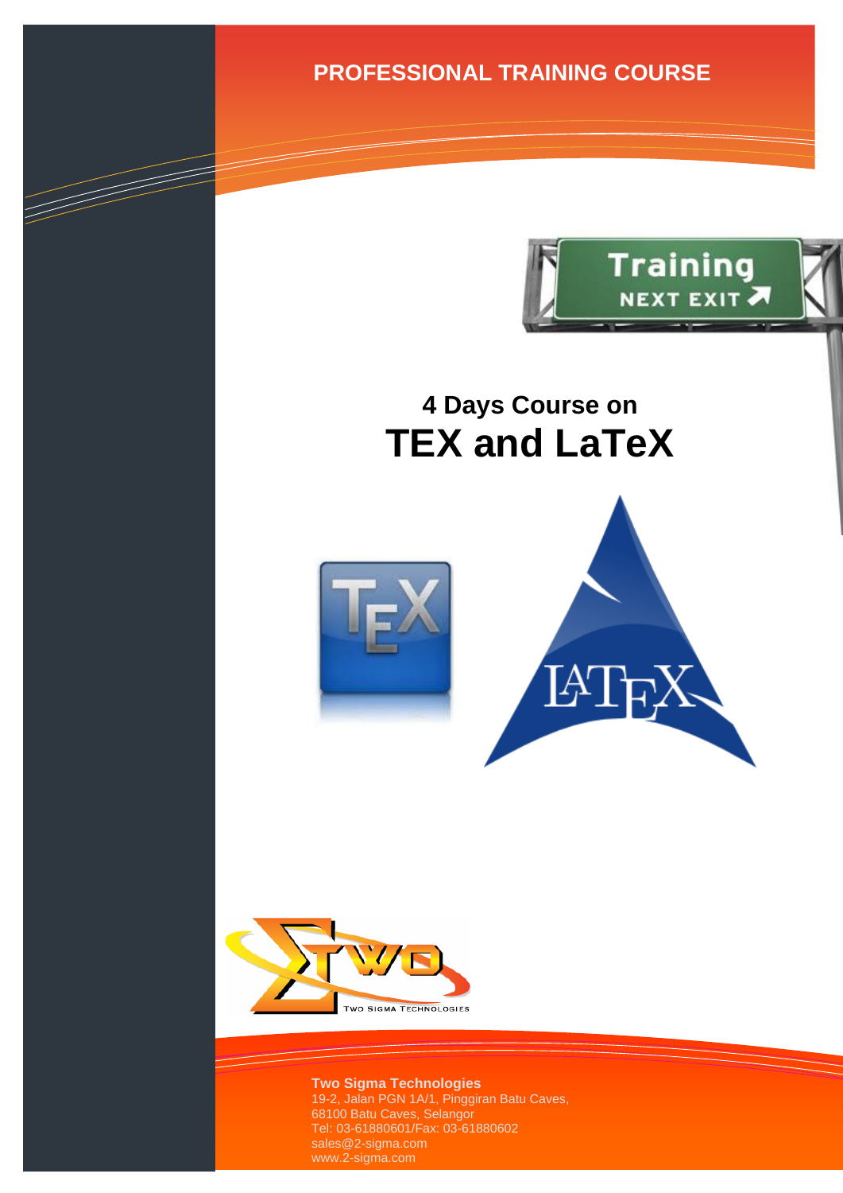PROFESSIONAL TRAINING COURSE

## 4 Days Course on

# TEX and LaTeX

**Two Sigma Technologies**
19-2, Jalan PGN 1A/1, Pinggiran Batu Caves,
68100 Batu Caves, Selangor
Tel: 03-61880601/Fax: 03-61880602
sales@2-sigma.com
www.2-sigma.com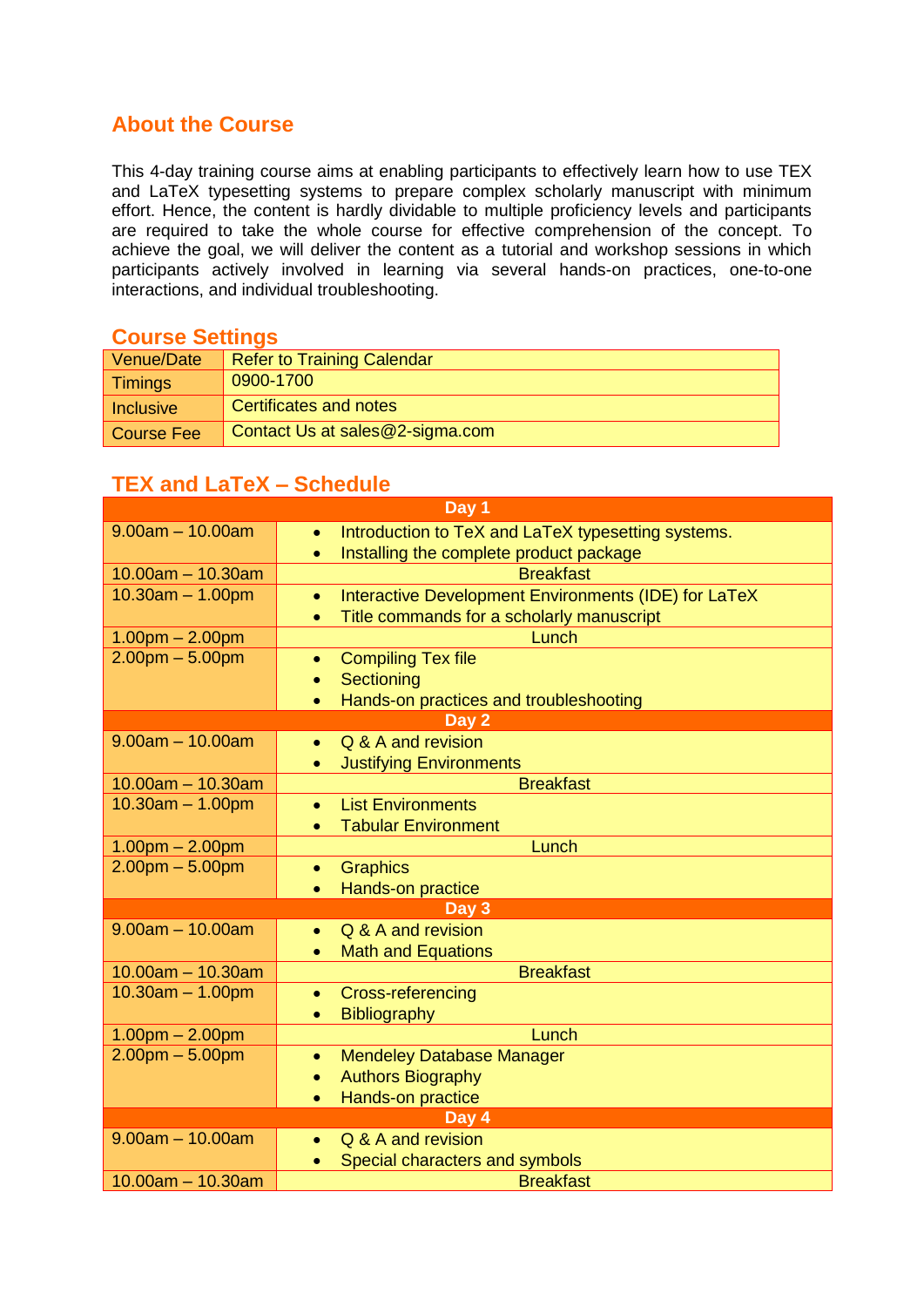## About the Course

This 4-day training course aims at enabling participants to effectively learn how to use TEX and LaTeX typesetting systems to prepare complex scholarly manuscript with minimum effort. Hence, the content is hardly dividable to multiple proficiency levels and participants are required to take the whole course for effective comprehension of the concept. To achieve the goal, we will deliver the content as a tutorial and workshop sessions in which participants actively involved in learning via several hands-on practices, one-to-one interactions, and individual troubleshooting.

## Course Settings

| | |
|---|---|
| Venue/Date | Refer to Training Calendar |
| Timings | 0900-1700 |
| Inclusive | Certificates and notes |
| Course Fee | Contact Us at sales@2-sigma.com |

## TEX and LaTeX – Schedule

| | |
|---|---|
| **Day 1** | |
| 9.00am – 10.00am | • Introduction to TeX and LaTeX typesetting systems.<br>• Installing the complete product package |
| 10.00am – 10.30am | Breakfast |
| 10.30am – 1.00pm | • Interactive Development Environments (IDE) for LaTeX<br>• Title commands for a scholarly manuscript |
| 1.00pm – 2.00pm | Lunch |
| 2.00pm – 5.00pm | • Compiling Tex file<br>• Sectioning<br>• Hands-on practices and troubleshooting |
| **Day 2** | |
| 9.00am – 10.00am | • Q & A and revision<br>• Justifying Environments |
| 10.00am – 10.30am | Breakfast |
| 10.30am – 1.00pm | • List Environments<br>• Tabular Environment |
| 1.00pm – 2.00pm | Lunch |
| 2.00pm – 5.00pm | • Graphics<br>• Hands-on practice |
| **Day 3** | |
| 9.00am – 10.00am | • Q & A and revision<br>• Math and Equations |
| 10.00am – 10.30am | Breakfast |
| 10.30am – 1.00pm | • Cross-referencing<br>• Bibliography |
| 1.00pm – 2.00pm | Lunch |
| 2.00pm – 5.00pm | • Mendeley Database Manager<br>• Authors Biography<br>• Hands-on practice |
| **Day 4** | |
| 9.00am – 10.00am | • Q & A and revision<br>• Special characters and symbols |
| 10.00am – 10.30am | Breakfast |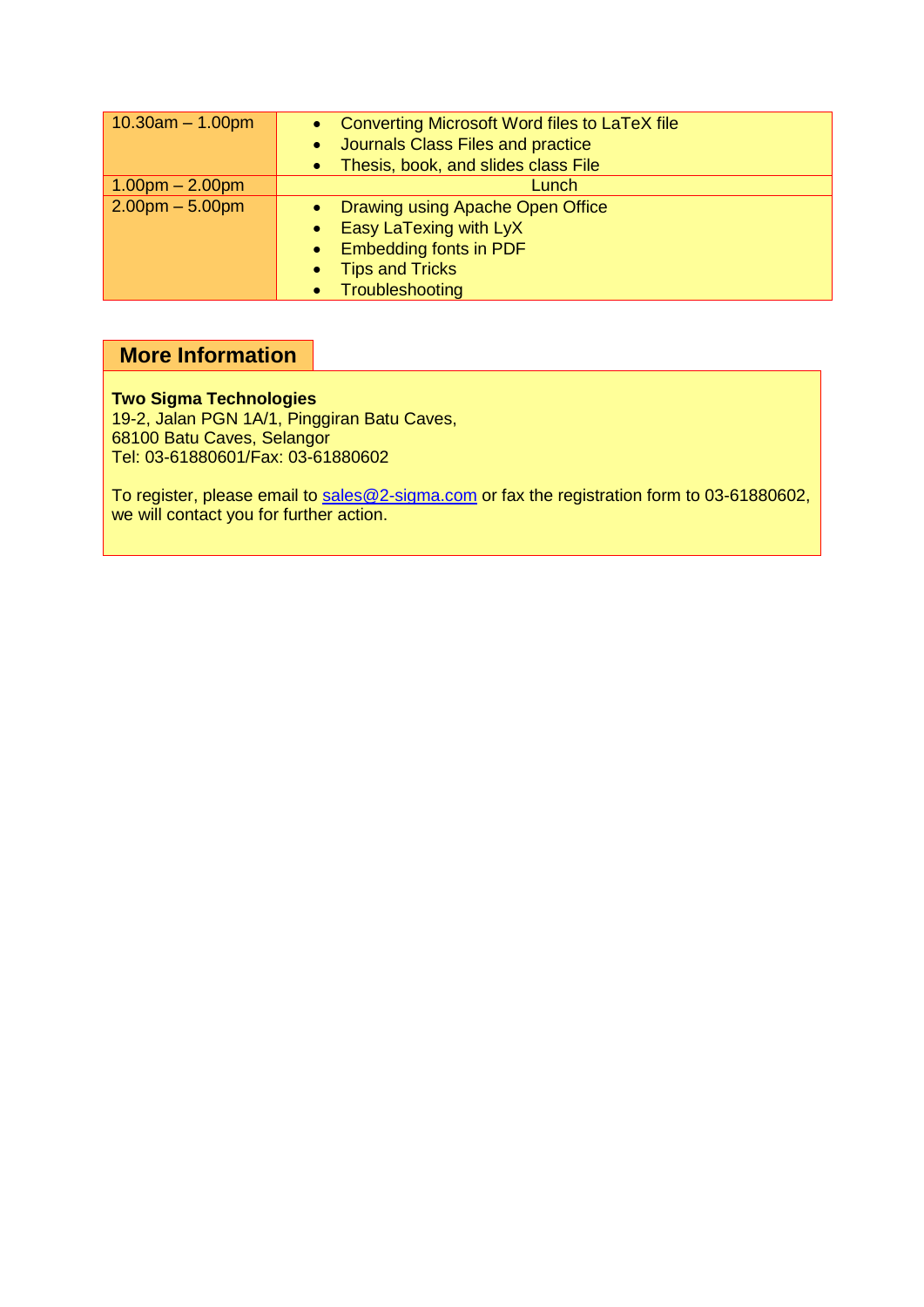| | |
|---|---|
| 10.30am – 1.00pm | • Converting Microsoft Word files to LaTeX file<br>• Journals Class Files and practice<br>• Thesis, book, and slides class File |
| 1.00pm – 2.00pm | Lunch |
| 2.00pm – 5.00pm | • Drawing using Apache Open Office<br>• Easy LaTexing with LyX<br>• Embedding fonts in PDF<br>• Tips and Tricks<br>• Troubleshooting |

## More Information

**Two Sigma Technologies**
19-2, Jalan PGN 1A/1, Pinggiran Batu Caves,
68100 Batu Caves, Selangor
Tel: 03-61880601/Fax: 03-61880602

To register, please email to sales@2-sigma.com or fax the registration form to 03-61880602, we will contact you for further action.